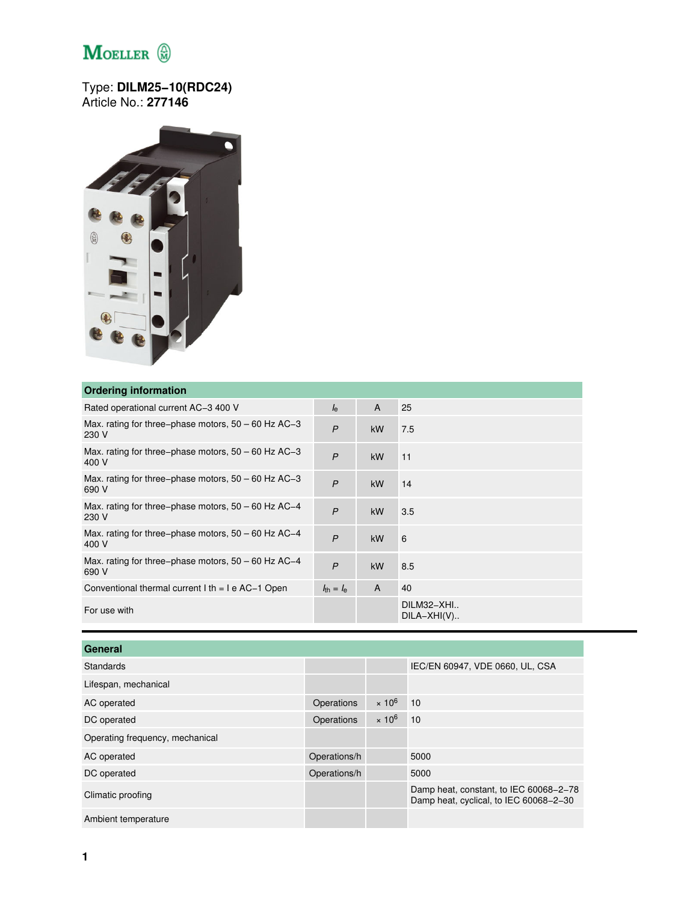Type: **DILM25−10(RDC24)**
Article No.: **277146**

| Ordering information | | | |
|---|---|---|---|
| Rated operational current AC−3 400 V | $I_e$ | A | 25 |
| Max. rating for three−phase motors, 50 − 60 Hz AC−3 230 V | $P$ | kW | 7.5 |
| Max. rating for three−phase motors, 50 − 60 Hz AC−3 400 V | $P$ | kW | 11 |
| Max. rating for three−phase motors, 50 − 60 Hz AC−3 690 V | $P$ | kW | 14 |
| Max. rating for three−phase motors, 50 − 60 Hz AC−4 230 V | $P$ | kW | 3.5 |
| Max. rating for three−phase motors, 50 − 60 Hz AC−4 400 V | $P$ | kW | 6 |
| Max. rating for three−phase motors, 50 − 60 Hz AC−4 690 V | $P$ | kW | 8.5 |
| Conventional thermal current I th = I e AC−1 Open | $I_{th} = I_e$ | A | 40 |
| For use with | | | DILM32−XHI.. DILA−XHI(V).. |

| General | | | |
|---|---|---|---|
| Standards | | | IEC/EN 60947, VDE 0660, UL, CSA |
| Lifespan, mechanical | | | |
| AC operated | Operations | $\times 10^6$ | 10 |
| DC operated | Operations | $\times 10^6$ | 10 |
| Operating frequency, mechanical | | | |
| AC operated | Operations/h | | 5000 |
| DC operated | Operations/h | | 5000 |
| Climatic proofing | | | Damp heat, constant, to IEC 60068−2−78 Damp heat, cyclical, to IEC 60068−2−30 |
| Ambient temperature | | | |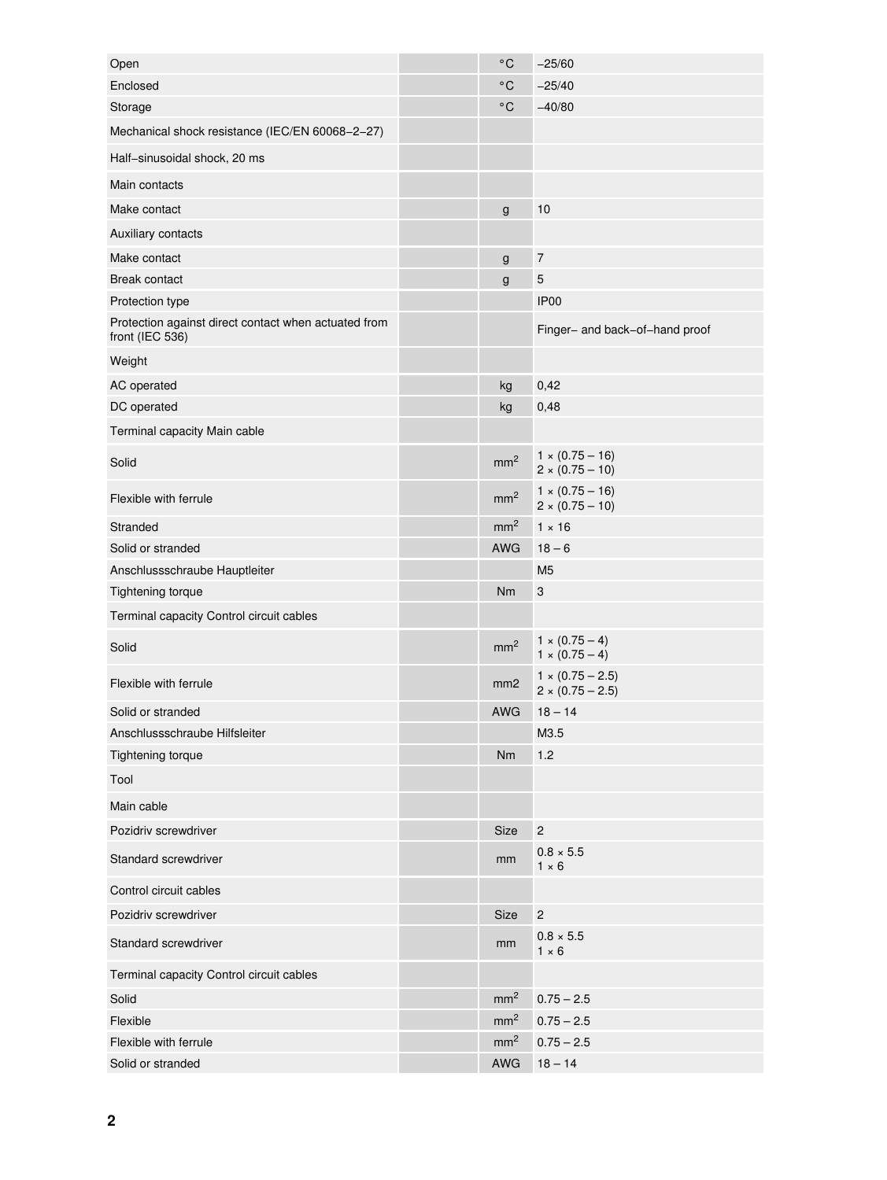| | | | |
|---|---|---|---|
| Open | | °C | –25/60 |
| Enclosed | | °C | –25/40 |
| Storage | | °C | –40/80 |
| Mechanical shock resistance (IEC/EN 60068–2–27) | | | |
| Half–sinusoidal shock, 20 ms | | | |
| Main contacts | | | |
| Make contact | | g | 10 |
| Auxiliary contacts | | | |
| Make contact | | g | 7 |
| Break contact | | g | 5 |
| Protection type | | | IP00 |
| Protection against direct contact when actuated from front (IEC 536) | | | Finger– and back–of–hand proof |
| Weight | | | |
| AC operated | | kg | 0,42 |
| DC operated | | kg | 0,48 |
| Terminal capacity Main cable | | | |
| Solid | | $mm^2$ | 1 × (0.75 – 16)<br>2 × (0.75 – 10) |
| Flexible with ferrule | | $mm^2$ | 1 × (0.75 – 16)<br>2 × (0.75 – 10) |
| Stranded | | $mm^2$ | 1 × 16 |
| Solid or stranded | | AWG | 18 – 6 |
| Anschlussschraube Hauptleiter | | | M5 |
| Tightening torque | | Nm | 3 |
| Terminal capacity Control circuit cables | | | |
| Solid | | $mm^2$ | 1 × (0.75 – 4)<br>1 × (0.75 – 4) |
| Flexible with ferrule | | mm2 | 1 × (0.75 – 2.5)<br>2 × (0.75 – 2.5) |
| Solid or stranded | | AWG | 18 – 14 |
| Anschlussschraube Hilfsleiter | | | M3.5 |
| Tightening torque | | Nm | 1.2 |
| Tool | | | |
| Main cable | | | |
| Pozidriv screwdriver | | Size | 2 |
| Standard screwdriver | | mm | 0.8 × 5.5<br>1 × 6 |
| Control circuit cables | | | |
| Pozidriv screwdriver | | Size | 2 |
| Standard screwdriver | | mm | 0.8 × 5.5<br>1 × 6 |
| Terminal capacity Control circuit cables | | | |
| Solid | | $mm^2$ | 0.75 – 2.5 |
| Flexible | | $mm^2$ | 0.75 – 2.5 |
| Flexible with ferrule | | $mm^2$ | 0.75 – 2.5 |
| Solid or stranded | | AWG | 18 – 14 |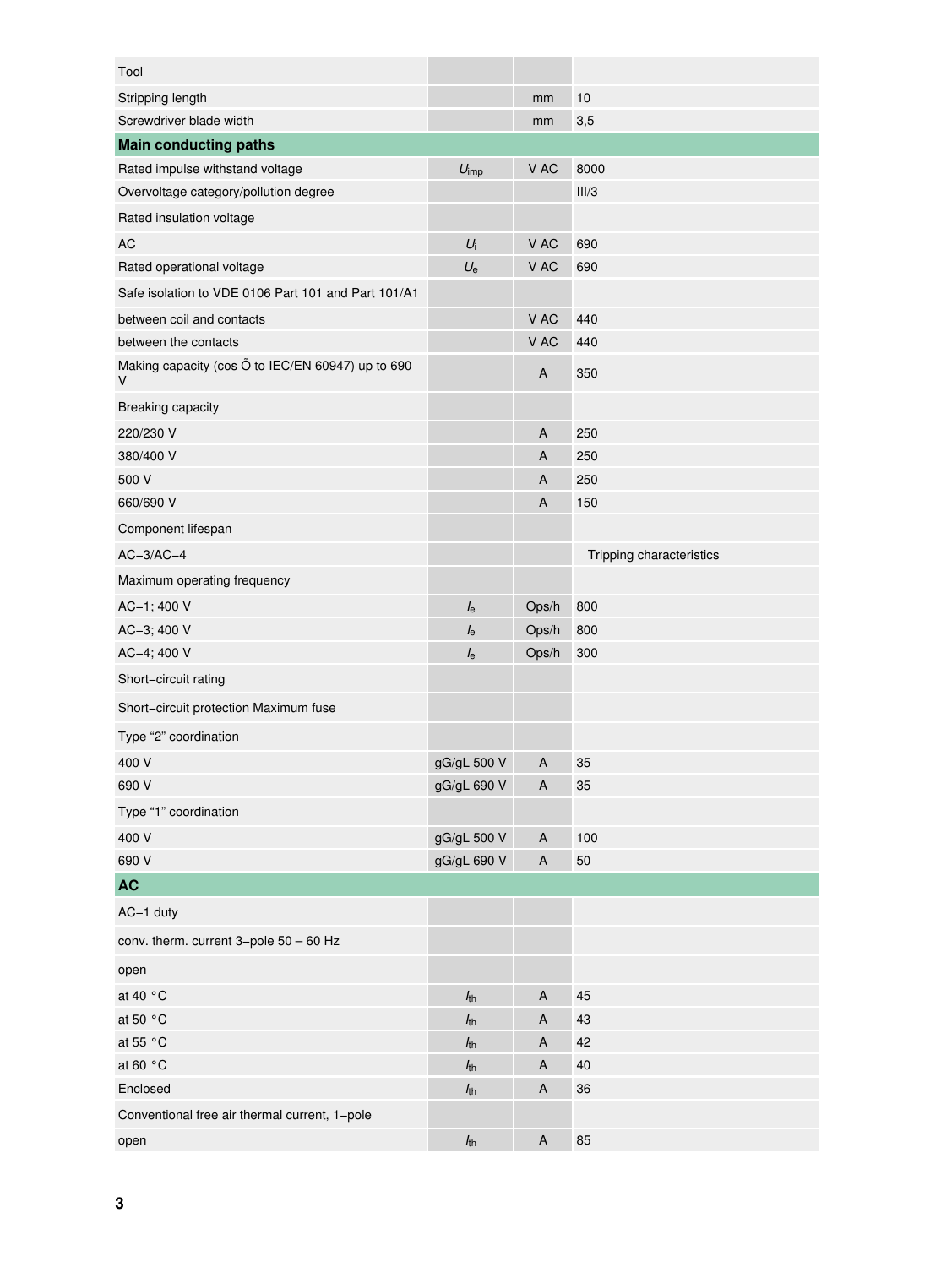| | | | |
|---|---|---|---|
| Tool | | | |
| Stripping length | | mm | 10 |
| Screwdriver blade width | | mm | 3,5 |
| **Main conducting paths** | | | |
| Rated impulse withstand voltage | $U_{imp}$ | V AC | 8000 |
| Overvoltage category/pollution degree | | | III/3 |
| Rated insulation voltage | | | |
| AC | $U_i$ | V AC | 690 |
| Rated operational voltage | $U_e$ | V AC | 690 |
| Safe isolation to VDE 0106 Part 101 and Part 101/A1 | | | |
| between coil and contacts | | V AC | 440 |
| between the contacts | | V AC | 440 |
| Making capacity (cos Õ to IEC/EN 60947) up to 690 V | | A | 350 |
| Breaking capacity | | | |
| 220/230 V | | A | 250 |
| 380/400 V | | A | 250 |
| 500 V | | A | 250 |
| 660/690 V | | A | 150 |
| Component lifespan | | | |
| AC–3/AC–4 | | | Tripping characteristics |
| Maximum operating frequency | | | |
| AC–1; 400 V | $I_e$ | Ops/h | 800 |
| AC–3; 400 V | $I_e$ | Ops/h | 800 |
| AC–4; 400 V | $I_e$ | Ops/h | 300 |
| Short–circuit rating | | | |
| Short–circuit protection Maximum fuse | | | |
| Type “2” coordination | | | |
| 400 V | gG/gL 500 V | A | 35 |
| 690 V | gG/gL 690 V | A | 35 |
| Type “1” coordination | | | |
| 400 V | gG/gL 500 V | A | 100 |
| 690 V | gG/gL 690 V | A | 50 |
| **AC** | | | |
| AC–1 duty | | | |
| conv. therm. current 3–pole 50 – 60 Hz | | | |
| open | | | |
| at 40 °C | $I_{th}$ | A | 45 |
| at 50 °C | $I_{th}$ | A | 43 |
| at 55 °C | $I_{th}$ | A | 42 |
| at 60 °C | $I_{th}$ | A | 40 |
| Enclosed | $I_{th}$ | A | 36 |
| Conventional free air thermal current, 1–pole | | | |
| open | $I_{th}$ | A | 85 |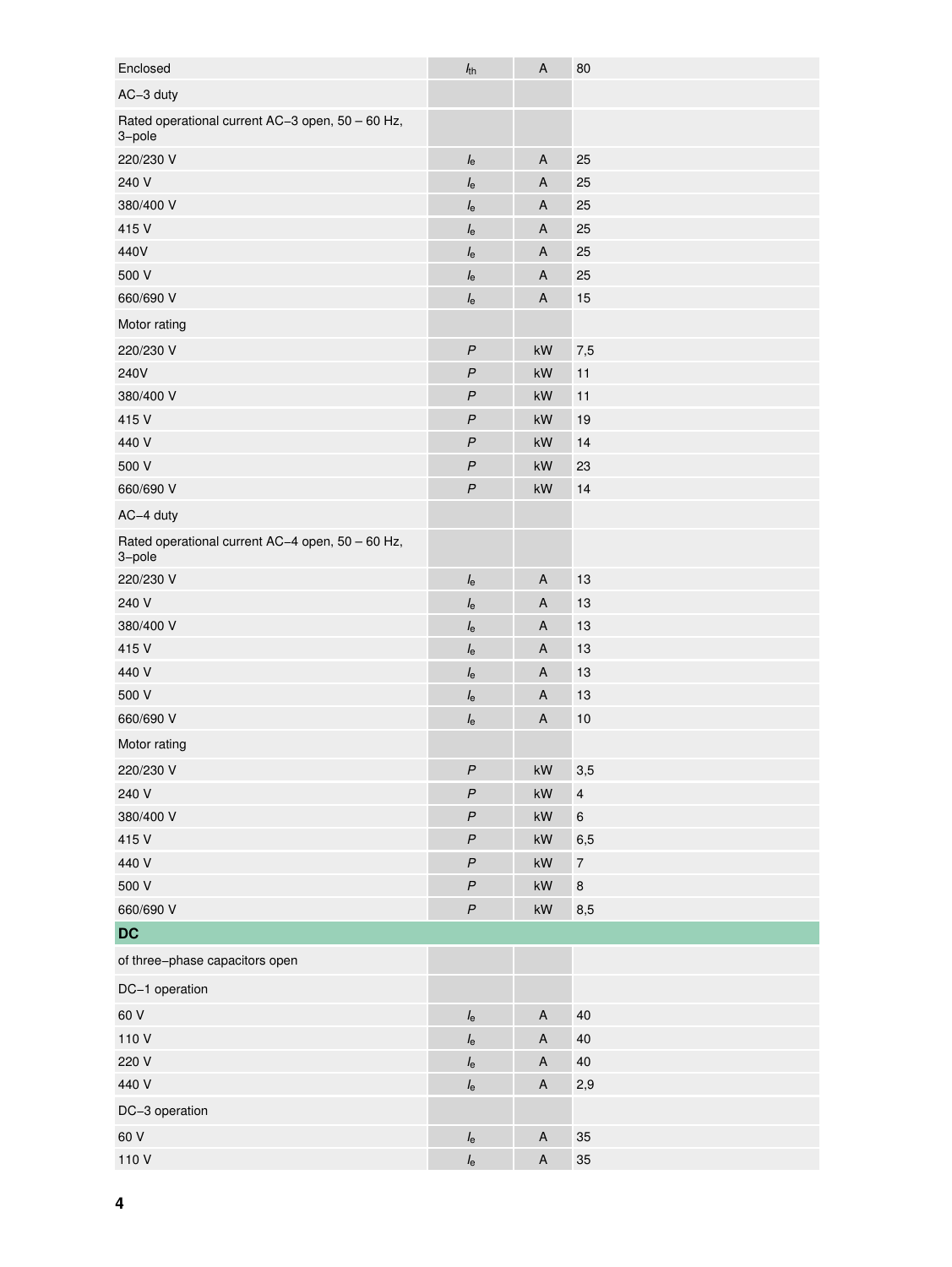| | | | |
|---|---|---|---|
| Enclosed | $I_{th}$ | A | 80 |
| AC−3 duty | | | |
| Rated operational current AC−3 open, 50 – 60 Hz, 3−pole | | | |
| 220/230 V | $I_e$ | A | 25 |
| 240 V | $I_e$ | A | 25 |
| 380/400 V | $I_e$ | A | 25 |
| 415 V | $I_e$ | A | 25 |
| 440V | $I_e$ | A | 25 |
| 500 V | $I_e$ | A | 25 |
| 660/690 V | $I_e$ | A | 15 |
| Motor rating | | | |
| 220/230 V | $P$ | kW | 7,5 |
| 240V | $P$ | kW | 11 |
| 380/400 V | $P$ | kW | 11 |
| 415 V | $P$ | kW | 19 |
| 440 V | $P$ | kW | 14 |
| 500 V | $P$ | kW | 23 |
| 660/690 V | $P$ | kW | 14 |
| AC−4 duty | | | |
| Rated operational current AC−4 open, 50 – 60 Hz, 3−pole | | | |
| 220/230 V | $I_e$ | A | 13 |
| 240 V | $I_e$ | A | 13 |
| 380/400 V | $I_e$ | A | 13 |
| 415 V | $I_e$ | A | 13 |
| 440 V | $I_e$ | A | 13 |
| 500 V | $I_e$ | A | 13 |
| 660/690 V | $I_e$ | A | 10 |
| Motor rating | | | |
| 220/230 V | $P$ | kW | 3,5 |
| 240 V | $P$ | kW | 4 |
| 380/400 V | $P$ | kW | 6 |
| 415 V | $P$ | kW | 6,5 |
| 440 V | $P$ | kW | 7 |
| 500 V | $P$ | kW | 8 |
| 660/690 V | $P$ | kW | 8,5 |
| **DC** | | | |
| of three−phase capacitors open | | | |
| DC−1 operation | | | |
| 60 V | $I_e$ | A | 40 |
| 110 V | $I_e$ | A | 40 |
| 220 V | $I_e$ | A | 40 |
| 440 V | $I_e$ | A | 2,9 |
| DC−3 operation | | | |
| 60 V | $I_e$ | A | 35 |
| 110 V | $I_e$ | A | 35 |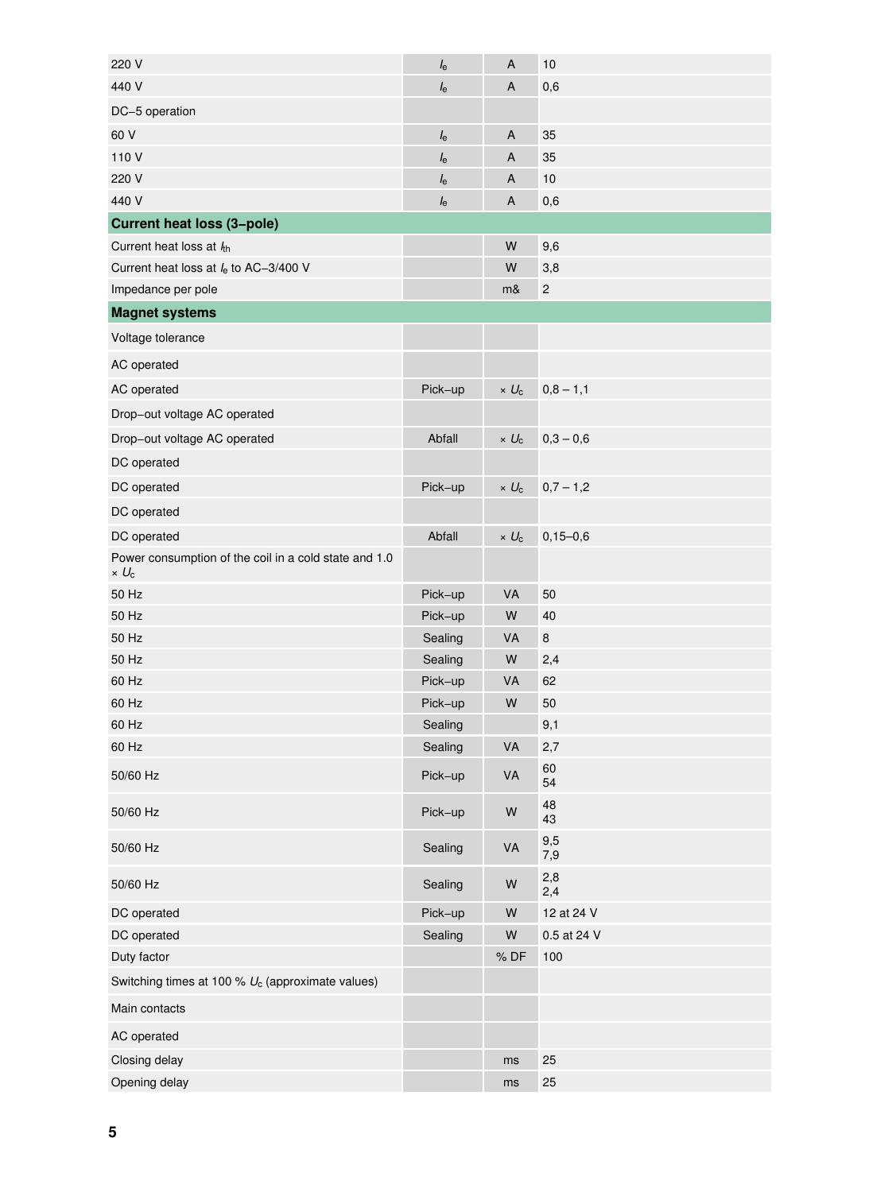| | | | |
|---|---|---|---|
| 220 V | $I_e$ | A | 10 |
| 440 V | $I_e$ | A | 0,6 |
| DC−5 operation | | | |
| 60 V | $I_e$ | A | 35 |
| 110 V | $I_e$ | A | 35 |
| 220 V | $I_e$ | A | 10 |
| 440 V | $I_e$ | A | 0,6 |
| **Current heat loss (3−pole)** | | | |
| Current heat loss at $I_{th}$ | | W | 9,6 |
| Current heat loss at $I_e$ to AC−3/400 V | | W | 3,8 |
| Impedance per pole | | m& | 2 |
| **Magnet systems** | | | |
| Voltage tolerance | | | |
| AC operated | | | |
| AC operated | Pick−up | × $U_c$ | 0,8 – 1,1 |
| Drop−out voltage AC operated | | | |
| Drop−out voltage AC operated | Abfall | × $U_c$ | 0,3 – 0,6 |
| DC operated | | | |
| DC operated | Pick−up | × $U_c$ | 0,7 – 1,2 |
| DC operated | | | |
| DC operated | Abfall | × $U_c$ | 0,15–0,6 |
| Power consumption of the coil in a cold state and 1.0 × $U_c$ | | | |
| 50 Hz | Pick−up | VA | 50 |
| 50 Hz | Pick−up | W | 40 |
| 50 Hz | Sealing | VA | 8 |
| 50 Hz | Sealing | W | 2,4 |
| 60 Hz | Pick−up | VA | 62 |
| 60 Hz | Pick−up | W | 50 |
| 60 Hz | Sealing | | 9,1 |
| 60 Hz | Sealing | VA | 2,7 |
| 50/60 Hz | Pick−up | VA | 60<br>54 |
| 50/60 Hz | Pick−up | W | 48<br>43 |
| 50/60 Hz | Sealing | VA | 9,5<br>7,9 |
| 50/60 Hz | Sealing | W | 2,8<br>2,4 |
| DC operated | Pick−up | W | 12 at 24 V |
| DC operated | Sealing | W | 0.5 at 24 V |
| Duty factor | | % DF | 100 |
| Switching times at 100 % $U_c$ (approximate values) | | | |
| Main contacts | | | |
| AC operated | | | |
| Closing delay | | ms | 25 |
| Opening delay | | ms | 25 |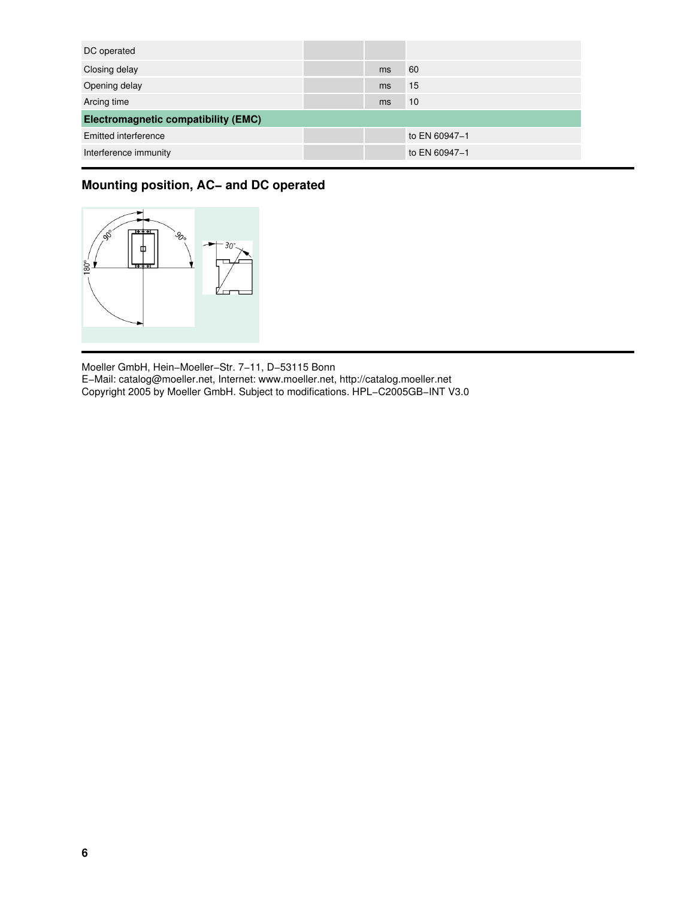| | | | |
|---|---|---|---|
| DC operated | | | |
| Closing delay | | ms | 60 |
| Opening delay | | ms | 15 |
| Arcing time | | ms | 10 |
| **Electromagnetic compatibility (EMC)** | | | |
| Emitted interference | | | to EN 60947−1 |
| Interference immunity | | | to EN 60947−1 |

## Mounting position, AC− and DC operated

90°
90°
180°
30°

Moeller GmbH, Hein−Moeller−Str. 7−11, D−53115 Bonn
E−Mail: catalog@moeller.net, Internet: www.moeller.net, http://catalog.moeller.net
Copyright 2005 by Moeller GmbH. Subject to modifications. HPL−C2005GB−INT V3.0